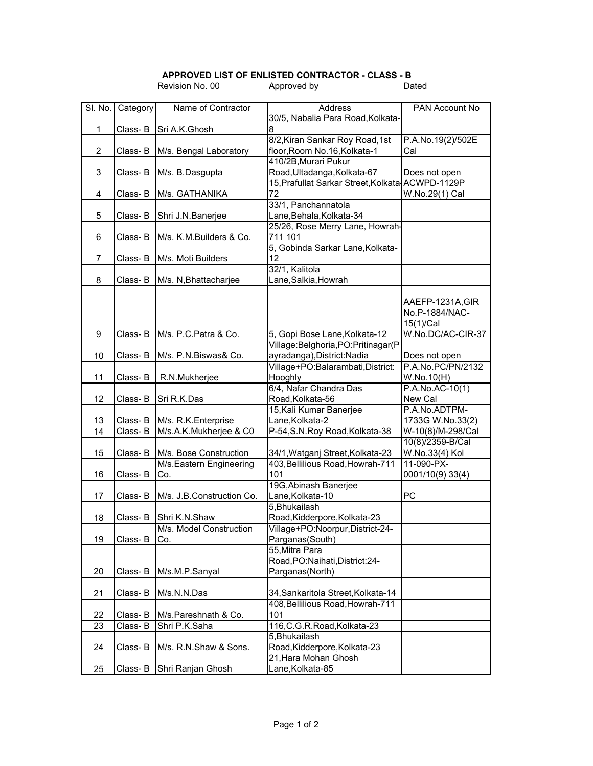## APPROVED LIST OF ENLISTED CONTRACTOR - CLASS - B

Revision No. 00 Approved by Dated

| Sl. No. | Category | Name of Contractor | Address | PAN Account No |
|---|---|---|---|---|
| 1 | Class- B | Sri A.K.Ghosh | 30/5, Nabalia Para Road,Kolkata-8 | |
| 2 | Class- B | M/s. Bengal Laboratory | 8/2,Kiran Sankar Roy Road,1st floor,Room No.16,Kolkata-1 | P.A.No.19(2)/502E Cal |
| 3 | Class- B | M/s. B.Dasgupta | 410/2B,Murari Pukur Road,Ultadanga,Kolkata-67 | Does not open |
| 4 | Class- B | M/s. GATHANIKA | 15,Prafullat Sarkar Street,Kolkata-72 | ACWPD-1129P W.No.29(1) Cal |
| 5 | Class- B | Shri J.N.Banerjee | 33/1, Panchannatola Lane,Behala,Kolkata-34 | |
| 6 | Class- B | M/s. K.M.Builders & Co. | 25/26, Rose Merry Lane, Howrah-711 101 | |
| 7 | Class- B | M/s. Moti Builders | 5, Gobinda Sarkar Lane,Kolkata-12 | |
| 8 | Class- B | M/s. N,Bhattacharjee | 32/1, Kalitola Lane,Salkia,Howrah | |
| 9 | Class- B | M/s. P.C.Patra & Co. | 5, Gopi Bose Lane,Kolkata-12 | AAEFP-1231A,GIR No.P-1884/NAC-15(1)/Cal W.No.DC/AC-CIR-37 |
| 10 | Class- B | M/s. P.N.Biswas& Co. | Village:Belghoria,PO:Pritinagar(Payradanga),District:Nadia | Does not open |
| 11 | Class- B | R.N.Mukherjee | Village+PO:Balarambati,District:Hooghly | P.A.No.PC/PN/2132 W.No.10(H) |
| 12 | Class- B | Sri R.K.Das | 6/4, Nafar Chandra Das Road,Kolkata-56 | P.A.No.AC-10(1) New Cal |
| 13 | Class- B | M/s. R.K.Enterprise | 15,Kali Kumar Banerjee Lane,Kolkata-2 | P.A.No.ADTPM-1733G W.No.33(2) |
| 14 | Class- B | M/s.A.K.Mukherjee & C0 | P-54,S.N.Roy Road,Kolkata-38 | W-10(8)/M-298/Cal |
| 15 | Class- B | M/s. Bose Construction | 34/1,Watganj Street,Kolkata-23 | 10(8)/2359-B/Cal W.No.33(4) Kol |
| 16 | Class- B | M/s.Eastern Engineering Co. | 403,Bellilious Road,Howrah-711 101 | 11-090-PX-0001/10(9) 33(4) |
| 17 | Class- B | M/s. J.B.Construction Co. | 19G,Abinash Banerjee Lane,Kolkata-10 | PC |
| 18 | Class- B | Shri K.N.Shaw | 5,Bhukailash Road,Kidderpore,Kolkata-23 | |
| 19 | Class- B | M/s. Model Construction Co. | Village+PO:Noorpur,District-24-Parganas(South) | |
| 20 | Class- B | M/s.M.P.Sanyal | 55,Mitra Para Road,PO:Naihati,District:24-Parganas(North) | |
| 21 | Class- B | M/s.N.N.Das | 34,Sankaritola Street,Kolkata-14 | |
| 22 | Class- B | M/s.Pareshnath & Co. | 408,Bellilious Road,Howrah-711 101 | |
| 23 | Class- B | Shri P.K.Saha | 116,C.G.R.Road,Kolkata-23 | |
| 24 | Class- B | M/s. R.N.Shaw & Sons. | 5,Bhukailash Road,Kidderpore,Kolkata-23 | |
| 25 | Class- B | Shri Ranjan Ghosh | 21,Hara Mohan Ghosh Lane,Kolkata-85 | |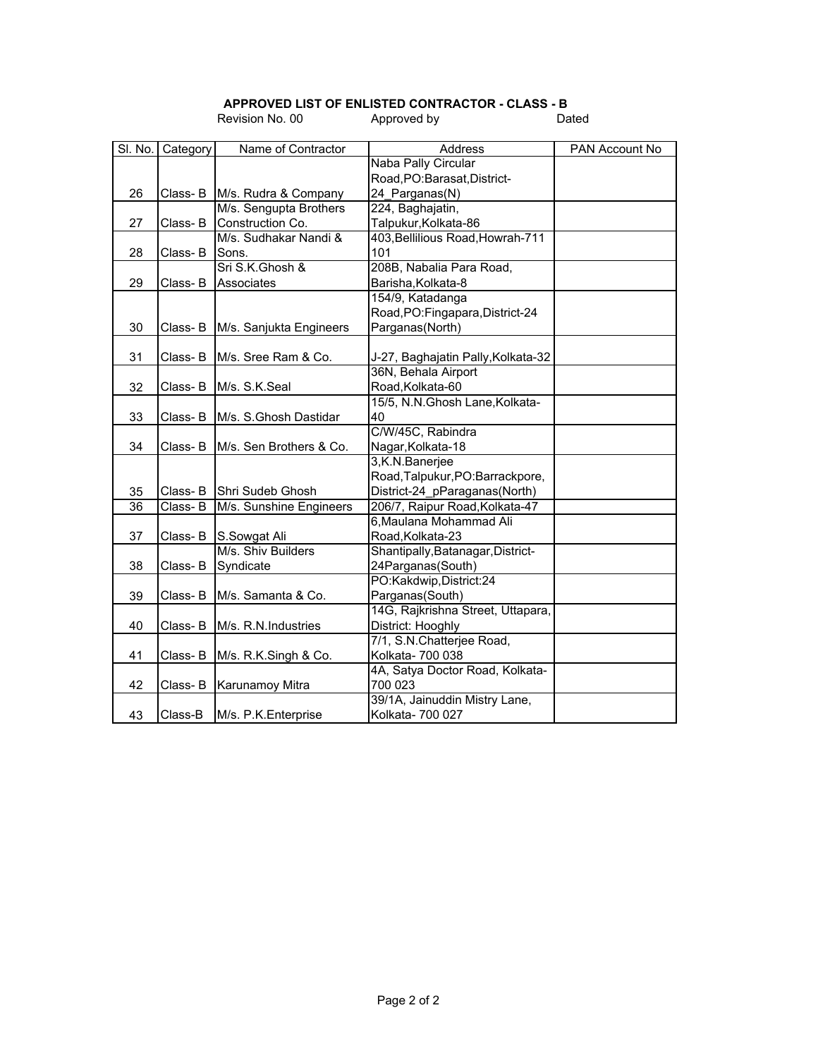**APPROVED LIST OF ENLISTED CONTRACTOR - CLASS - B**

Revision No. 00 Approved by Dated

| Sl. No. | Category | Name of Contractor | Address | PAN Account No |
|---|---|---|---|---|
| 26 | Class- B | M/s. Rudra & Company | Naba Pally Circular Road,PO:Barasat,District-24_Parganas(N) | |
| 27 | Class- B | M/s. Sengupta Brothers Construction Co. | 224, Baghajatin, Talpukur,Kolkata-86 | |
| 28 | Class- B | M/s. Sudhakar Nandi & Sons. | 403,Bellilious Road,Howrah-711 101 | |
| 29 | Class- B | Sri S.K.Ghosh & Associates | 208B, Nabalia Para Road, Barisha,Kolkata-8 | |
| 30 | Class- B | M/s. Sanjukta Engineers | 154/9, Katadanga Road,PO:Fingapara,District-24 Parganas(North) | |
| 31 | Class- B | M/s. Sree Ram & Co. | J-27, Baghajatin Pally,Kolkata-32 | |
| 32 | Class- B | M/s. S.K.Seal | 36N, Behala Airport Road,Kolkata-60 | |
| 33 | Class- B | M/s. S.Ghosh Dastidar | 15/5, N.N.Ghosh Lane,Kolkata-40 | |
| 34 | Class- B | M/s. Sen Brothers & Co. | C/W/45C, Rabindra Nagar,Kolkata-18 | |
| 35 | Class- B | Shri Sudeb Ghosh | 3,K.N.Banerjee Road,Talpukur,PO:Barrackpore, District-24_pParaganas(North) | |
| 36 | Class- B | M/s. Sunshine Engineers | 206/7, Raipur Road,Kolkata-47 | |
| 37 | Class- B | S.Sowgat Ali | 6,Maulana Mohammad Ali Road,Kolkata-23 | |
| 38 | Class- B | M/s. Shiv Builders Syndicate | Shantipally,Batanagar,District-24Parganas(South) | |
| 39 | Class- B | M/s. Samanta & Co. | PO:Kakdwip,District:24 Parganas(South) | |
| 40 | Class- B | M/s. R.N.Industries | 14G, Rajkrishna Street, Uttapara, District: Hooghly | |
| 41 | Class- B | M/s. R.K.Singh & Co. | 7/1, S.N.Chatterjee Road, Kolkata- 700 038 | |
| 42 | Class- B | Karunamoy Mitra | 4A, Satya Doctor Road, Kolkata-700 023 | |
| 43 | Class-B | M/s. P.K.Enterprise | 39/1A, Jainuddin Mistry Lane, Kolkata- 700 027 | |